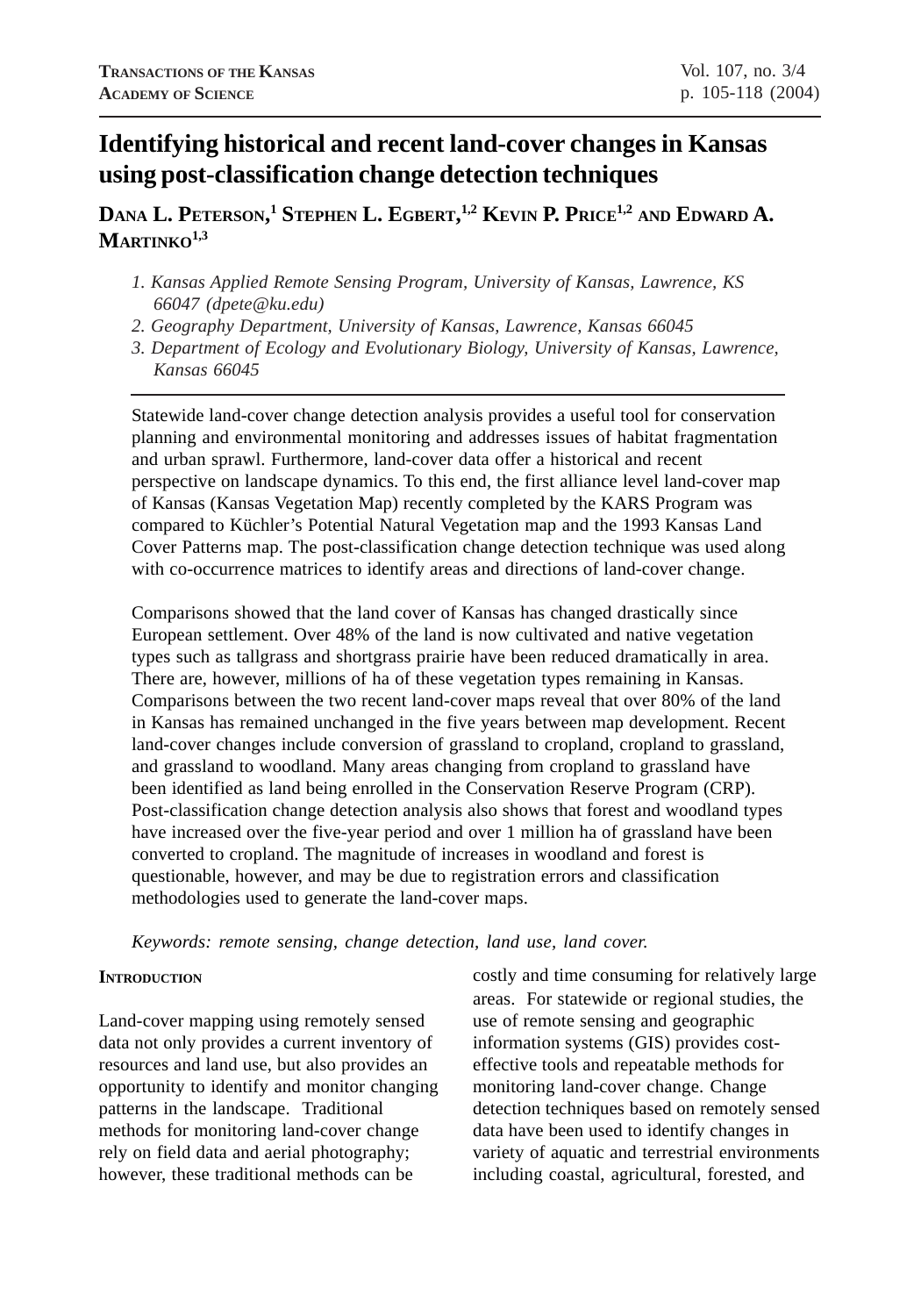# Identifying historical and recent land-cover changes in Kansas using post-classification change detection techniques

**Dana L. Peterson,[1] Stephen L. Egbert,[1,2] Kevin P. Price[1,2] and Edward A. Martinko[1,3]**

*1. Kansas Applied Remote Sensing Program, University of Kansas, Lawrence, KS 66047 (dpete@ku.edu)*

*2. Geography Department, University of Kansas, Lawrence, Kansas 66045*

*3. Department of Ecology and Evolutionary Biology, University of Kansas, Lawrence, Kansas 66045*

Statewide land-cover change detection analysis provides a useful tool for conservation planning and environmental monitoring and addresses issues of habitat fragmentation and urban sprawl. Furthermore, land-cover data offer a historical and recent perspective on landscape dynamics. To this end, the first alliance level land-cover map of Kansas (Kansas Vegetation Map) recently completed by the KARS Program was compared to Küchler's Potential Natural Vegetation map and the 1993 Kansas Land Cover Patterns map. The post-classification change detection technique was used along with co-occurrence matrices to identify areas and directions of land-cover change.

Comparisons showed that the land cover of Kansas has changed drastically since European settlement. Over 48% of the land is now cultivated and native vegetation types such as tallgrass and shortgrass prairie have been reduced dramatically in area. There are, however, millions of ha of these vegetation types remaining in Kansas. Comparisons between the two recent land-cover maps reveal that over 80% of the land in Kansas has remained unchanged in the five years between map development. Recent land-cover changes include conversion of grassland to cropland, cropland to grassland, and grassland to woodland. Many areas changing from cropland to grassland have been identified as land being enrolled in the Conservation Reserve Program (CRP). Post-classification change detection analysis also shows that forest and woodland types have increased over the five-year period and over 1 million ha of grassland have been converted to cropland. The magnitude of increases in woodland and forest is questionable, however, and may be due to registration errors and classification methodologies used to generate the land-cover maps.

*Keywords: remote sensing, change detection, land use, land cover.*

## Introduction

Land-cover mapping using remotely sensed data not only provides a current inventory of resources and land use, but also provides an opportunity to identify and monitor changing patterns in the landscape. Traditional methods for monitoring land-cover change rely on field data and aerial photography; however, these traditional methods can be costly and time consuming for relatively large areas. For statewide or regional studies, the use of remote sensing and geographic information systems (GIS) provides cost-effective tools and repeatable methods for monitoring land-cover change. Change detection techniques based on remotely sensed data have been used to identify changes in variety of aquatic and terrestrial environments including coastal, agricultural, forested, and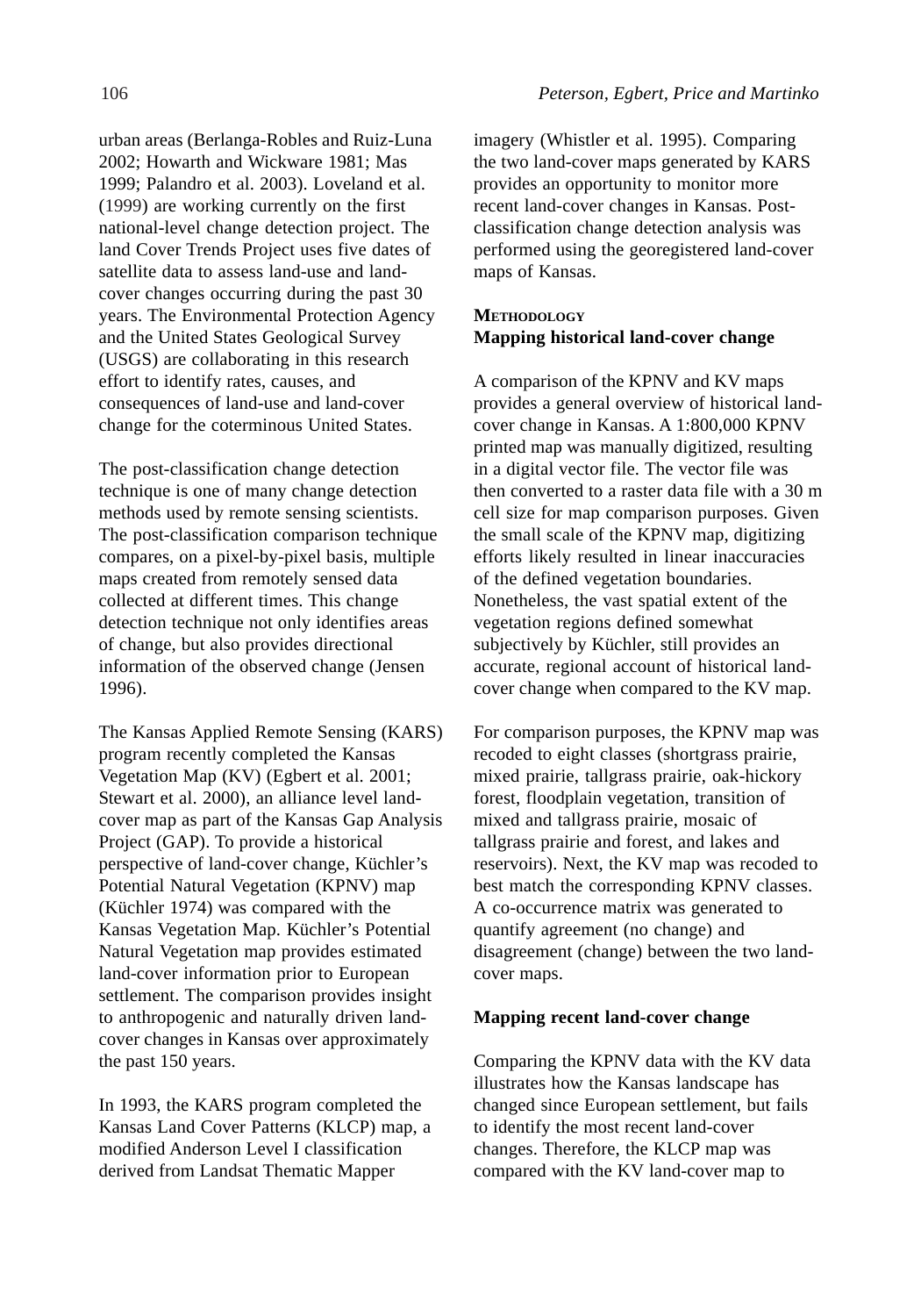urban areas (Berlanga-Robles and Ruiz-Luna 2002; Howarth and Wickware 1981; Mas 1999; Palandro et al. 2003). Loveland et al. (1999) are working currently on the first national-level change detection project. The land Cover Trends Project uses five dates of satellite data to assess land-use and land-cover changes occurring during the past 30 years. The Environmental Protection Agency and the United States Geological Survey (USGS) are collaborating in this research effort to identify rates, causes, and consequences of land-use and land-cover change for the coterminous United States.

The post-classification change detection technique is one of many change detection methods used by remote sensing scientists. The post-classification comparison technique compares, on a pixel-by-pixel basis, multiple maps created from remotely sensed data collected at different times. This change detection technique not only identifies areas of change, but also provides directional information of the observed change (Jensen 1996).

The Kansas Applied Remote Sensing (KARS) program recently completed the Kansas Vegetation Map (KV) (Egbert et al. 2001; Stewart et al. 2000), an alliance level land-cover map as part of the Kansas Gap Analysis Project (GAP). To provide a historical perspective of land-cover change, Küchler's Potential Natural Vegetation (KPNV) map (Küchler 1974) was compared with the Kansas Vegetation Map. Küchler's Potential Natural Vegetation map provides estimated land-cover information prior to European settlement. The comparison provides insight to anthropogenic and naturally driven land-cover changes in Kansas over approximately the past 150 years.

In 1993, the KARS program completed the Kansas Land Cover Patterns (KLCP) map, a modified Anderson Level I classification derived from Landsat Thematic Mapper imagery (Whistler et al. 1995). Comparing the two land-cover maps generated by KARS provides an opportunity to monitor more recent land-cover changes in Kansas. Post-classification change detection analysis was performed using the georegistered land-cover maps of Kansas.

## Methodology

### Mapping historical land-cover change

A comparison of the KPNV and KV maps provides a general overview of historical land-cover change in Kansas. A 1:800,000 KPNV printed map was manually digitized, resulting in a digital vector file. The vector file was then converted to a raster data file with a 30 m cell size for map comparison purposes. Given the small scale of the KPNV map, digitizing efforts likely resulted in linear inaccuracies of the defined vegetation boundaries. Nonetheless, the vast spatial extent of the vegetation regions defined somewhat subjectively by Küchler, still provides an accurate, regional account of historical land-cover change when compared to the KV map.

For comparison purposes, the KPNV map was recoded to eight classes (shortgrass prairie, mixed prairie, tallgrass prairie, oak-hickory forest, floodplain vegetation, transition of mixed and tallgrass prairie, mosaic of tallgrass prairie and forest, and lakes and reservoirs). Next, the KV map was recoded to best match the corresponding KPNV classes. A co-occurrence matrix was generated to quantify agreement (no change) and disagreement (change) between the two land-cover maps.

### Mapping recent land-cover change

Comparing the KPNV data with the KV data illustrates how the Kansas landscape has changed since European settlement, but fails to identify the most recent land-cover changes. Therefore, the KLCP map was compared with the KV land-cover map to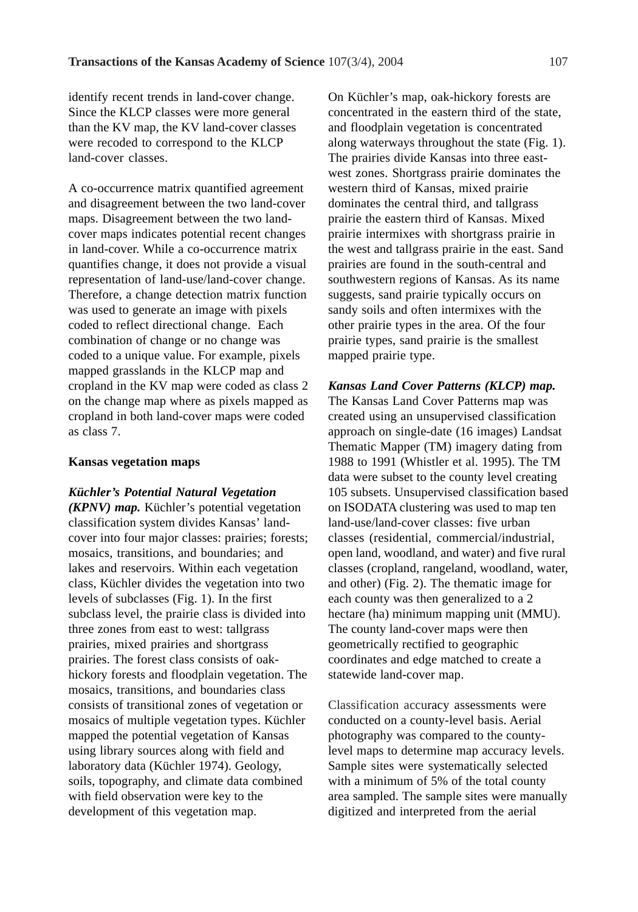identify recent trends in land-cover change. Since the KLCP classes were more general than the KV map, the KV land-cover classes were recoded to correspond to the KLCP land-cover classes.

A co-occurrence matrix quantified agreement and disagreement between the two land-cover maps. Disagreement between the two land-cover maps indicates potential recent changes in land-cover. While a co-occurrence matrix quantifies change, it does not provide a visual representation of land-use/land-cover change. Therefore, a change detection matrix function was used to generate an image with pixels coded to reflect directional change. Each combination of change or no change was coded to a unique value. For example, pixels mapped grasslands in the KLCP map and cropland in the KV map were coded as class 2 on the change map where as pixels mapped as cropland in both land-cover maps were coded as class 7.

**Kansas vegetation maps**

***Küchler's Potential Natural Vegetation (KPNV) map.*** Küchler's potential vegetation classification system divides Kansas' land-cover into four major classes: prairies; forests; mosaics, transitions, and boundaries; and lakes and reservoirs. Within each vegetation class, Küchler divides the vegetation into two levels of subclasses (Fig. 1). In the first subclass level, the prairie class is divided into three zones from east to west: tallgrass prairies, mixed prairies and shortgrass prairies. The forest class consists of oak-hickory forests and floodplain vegetation. The mosaics, transitions, and boundaries class consists of transitional zones of vegetation or mosaics of multiple vegetation types. Küchler mapped the potential vegetation of Kansas using library sources along with field and laboratory data (Küchler 1974). Geology, soils, topography, and climate data combined with field observation were key to the development of this vegetation map.

On Küchler's map, oak-hickory forests are concentrated in the eastern third of the state, and floodplain vegetation is concentrated along waterways throughout the state (Fig. 1). The prairies divide Kansas into three east-west zones. Shortgrass prairie dominates the western third of Kansas, mixed prairie dominates the central third, and tallgrass prairie the eastern third of Kansas. Mixed prairie intermixes with shortgrass prairie in the west and tallgrass prairie in the east. Sand prairies are found in the south-central and southwestern regions of Kansas. As its name suggests, sand prairie typically occurs on sandy soils and often intermixes with the other prairie types in the area. Of the four prairie types, sand prairie is the smallest mapped prairie type.

***Kansas Land Cover Patterns (KLCP) map.*** The Kansas Land Cover Patterns map was created using an unsupervised classification approach on single-date (16 images) Landsat Thematic Mapper (TM) imagery dating from 1988 to 1991 (Whistler et al. 1995). The TM data were subset to the county level creating 105 subsets. Unsupervised classification based on ISODATA clustering was used to map ten land-use/land-cover classes: five urban classes (residential, commercial/industrial, open land, woodland, and water) and five rural classes (cropland, rangeland, woodland, water, and other) (Fig. 2). The thematic image for each county was then generalized to a 2 hectare (ha) minimum mapping unit (MMU). The county land-cover maps were then geometrically rectified to geographic coordinates and edge matched to create a statewide land-cover map.

Classification accuracy assessments were conducted on a county-level basis. Aerial photography was compared to the county-level maps to determine map accuracy levels. Sample sites were systematically selected with a minimum of 5% of the total county area sampled. The sample sites were manually digitized and interpreted from the aerial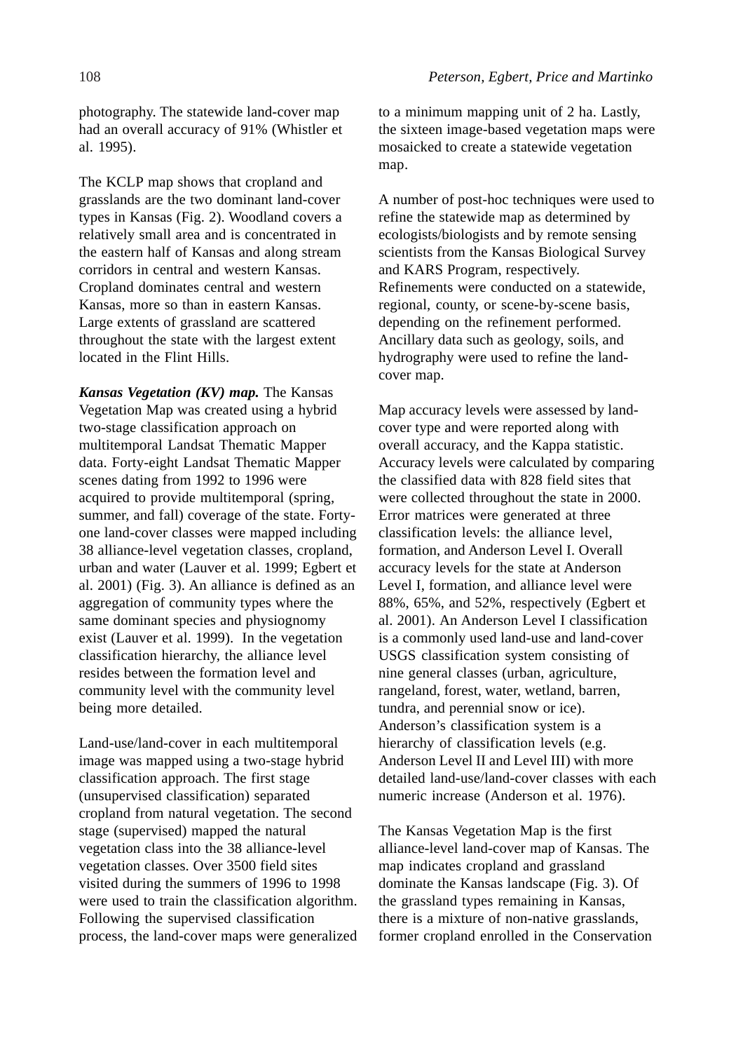photography. The statewide land-cover map had an overall accuracy of 91% (Whistler et al. 1995).

The KCLP map shows that cropland and grasslands are the two dominant land-cover types in Kansas (Fig. 2). Woodland covers a relatively small area and is concentrated in the eastern half of Kansas and along stream corridors in central and western Kansas. Cropland dominates central and western Kansas, more so than in eastern Kansas. Large extents of grassland are scattered throughout the state with the largest extent located in the Flint Hills.

***Kansas Vegetation (KV) map.*** The Kansas Vegetation Map was created using a hybrid two-stage classification approach on multitemporal Landsat Thematic Mapper data. Forty-eight Landsat Thematic Mapper scenes dating from 1992 to 1996 were acquired to provide multitemporal (spring, summer, and fall) coverage of the state. Forty-one land-cover classes were mapped including 38 alliance-level vegetation classes, cropland, urban and water (Lauver et al. 1999; Egbert et al. 2001) (Fig. 3). An alliance is defined as an aggregation of community types where the same dominant species and physiognomy exist (Lauver et al. 1999). In the vegetation classification hierarchy, the alliance level resides between the formation level and community level with the community level being more detailed.

Land-use/land-cover in each multitemporal image was mapped using a two-stage hybrid classification approach. The first stage (unsupervised classification) separated cropland from natural vegetation. The second stage (supervised) mapped the natural vegetation class into the 38 alliance-level vegetation classes. Over 3500 field sites visited during the summers of 1996 to 1998 were used to train the classification algorithm. Following the supervised classification process, the land-cover maps were generalized to a minimum mapping unit of 2 ha. Lastly, the sixteen image-based vegetation maps were mosaicked to create a statewide vegetation map.

A number of post-hoc techniques were used to refine the statewide map as determined by ecologists/biologists and by remote sensing scientists from the Kansas Biological Survey and KARS Program, respectively. Refinements were conducted on a statewide, regional, county, or scene-by-scene basis, depending on the refinement performed. Ancillary data such as geology, soils, and hydrography were used to refine the land-cover map.

Map accuracy levels were assessed by land-cover type and were reported along with overall accuracy, and the Kappa statistic. Accuracy levels were calculated by comparing the classified data with 828 field sites that were collected throughout the state in 2000. Error matrices were generated at three classification levels: the alliance level, formation, and Anderson Level I. Overall accuracy levels for the state at Anderson Level I, formation, and alliance level were 88%, 65%, and 52%, respectively (Egbert et al. 2001). An Anderson Level I classification is a commonly used land-use and land-cover USGS classification system consisting of nine general classes (urban, agriculture, rangeland, forest, water, wetland, barren, tundra, and perennial snow or ice). Anderson's classification system is a hierarchy of classification levels (e.g. Anderson Level II and Level III) with more detailed land-use/land-cover classes with each numeric increase (Anderson et al. 1976).

The Kansas Vegetation Map is the first alliance-level land-cover map of Kansas. The map indicates cropland and grassland dominate the Kansas landscape (Fig. 3). Of the grassland types remaining in Kansas, there is a mixture of non-native grasslands, former cropland enrolled in the Conservation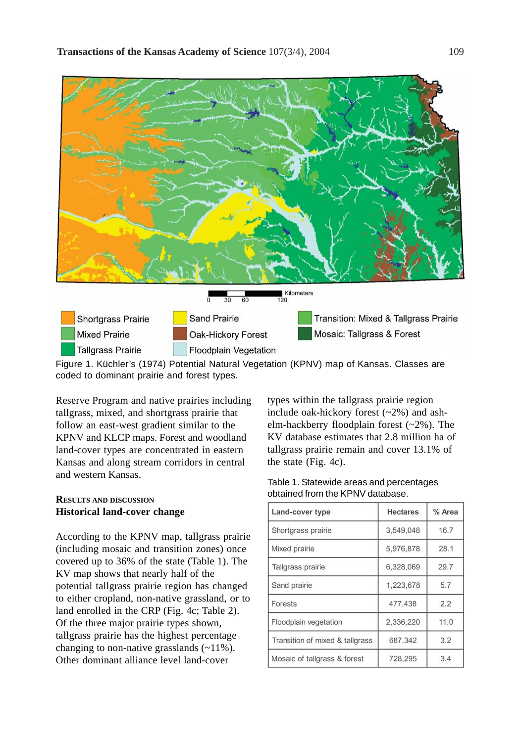Figure 1. Küchler's (1974) Potential Natural Vegetation (KPNV) map of Kansas. Classes are coded to dominant prairie and forest types.

Reserve Program and native prairies including tallgrass, mixed, and shortgrass prairie that follow an east-west gradient similar to the KPNV and KLCP maps. Forest and woodland land-cover types are concentrated in eastern Kansas and along stream corridors in central and western Kansas.

## Results and Discussion

### Historical land-cover change

According to the KPNV map, tallgrass prairie (including mosaic and transition zones) once covered up to 36% of the state (Table 1). The KV map shows that nearly half of the potential tallgrass prairie region has changed to either cropland, non-native grassland, or to land enrolled in the CRP (Fig. 4c; Table 2). Of the three major prairie types shown, tallgrass prairie has the highest percentage changing to non-native grasslands (~11%). Other dominant alliance level land-cover types within the tallgrass prairie region include oak-hickory forest (~2%) and ash-elm-hackberry floodplain forest (~2%). The KV database estimates that 2.8 million ha of tallgrass prairie remain and cover 13.1% of the state (Fig. 4c).

Table 1. Statewide areas and percentages obtained from the KPNV database.

| Land-cover type | Hectares | % Area |
|---|---|---|
| Shortgrass prairie | 3,549,048 | 16.7 |
| Mixed prairie | 5,976,878 | 28.1 |
| Tallgrass prairie | 6,328,069 | 29.7 |
| Sand prairie | 1,223,678 | 5.7 |
| Forests | 477,438 | 2.2 |
| Floodplain vegetation | 2,336,220 | 11.0 |
| Transition of mixed & tallgrass | 687,342 | 3.2 |
| Mosaic of tallgrass & forest | 728,295 | 3.4 |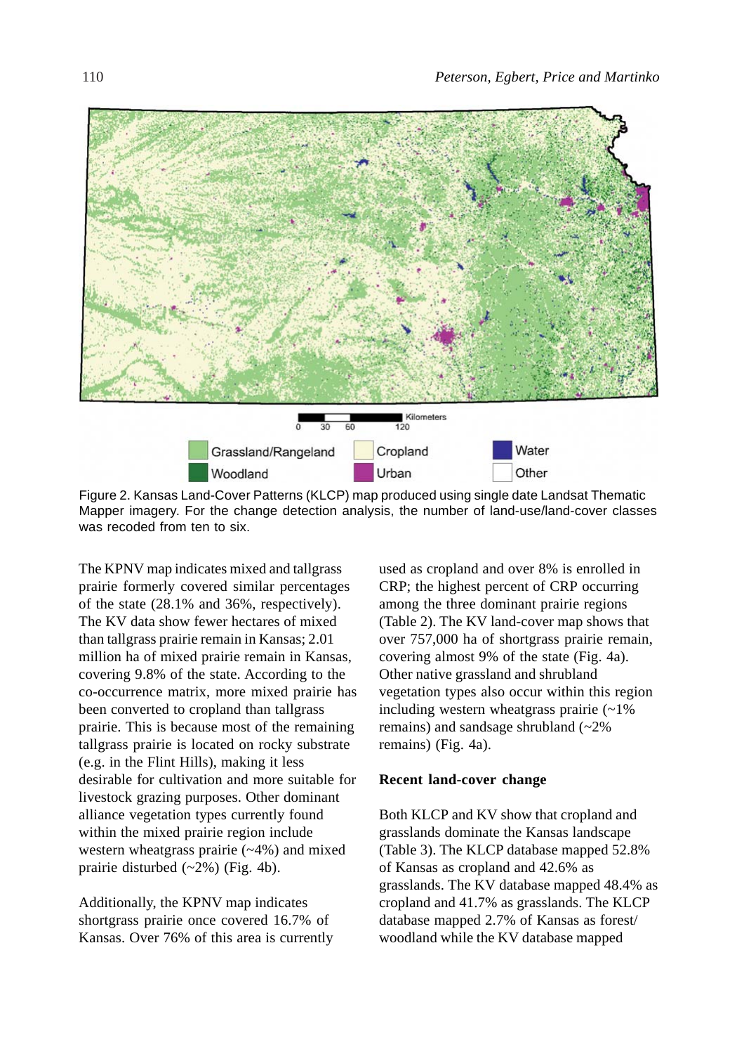Figure 2. Kansas Land-Cover Patterns (KLCP) map produced using single date Landsat Thematic Mapper imagery. For the change detection analysis, the number of land-use/land-cover classes was recoded from ten to six.

The KPNV map indicates mixed and tallgrass prairie formerly covered similar percentages of the state (28.1% and 36%, respectively). The KV data show fewer hectares of mixed than tallgrass prairie remain in Kansas; 2.01 million ha of mixed prairie remain in Kansas, covering 9.8% of the state. According to the co-occurrence matrix, more mixed prairie has been converted to cropland than tallgrass prairie. This is because most of the remaining tallgrass prairie is located on rocky substrate (e.g. in the Flint Hills), making it less desirable for cultivation and more suitable for livestock grazing purposes. Other dominant alliance vegetation types currently found within the mixed prairie region include western wheatgrass prairie (~4%) and mixed prairie disturbed (~2%) (Fig. 4b).

Additionally, the KPNV map indicates shortgrass prairie once covered 16.7% of Kansas. Over 76% of this area is currently used as cropland and over 8% is enrolled in CRP; the highest percent of CRP occurring among the three dominant prairie regions (Table 2). The KV land-cover map shows that over 757,000 ha of shortgrass prairie remain, covering almost 9% of the state (Fig. 4a). Other native grassland and shrubland vegetation types also occur within this region including western wheatgrass prairie (~1% remains) and sandsage shrubland (~2% remains) (Fig. 4a).

**Recent land-cover change**

Both KLCP and KV show that cropland and grasslands dominate the Kansas landscape (Table 3). The KLCP database mapped 52.8% of Kansas as cropland and 42.6% as grasslands. The KV database mapped 48.4% as cropland and 41.7% as grasslands. The KLCP database mapped 2.7% of Kansas as forest/woodland while the KV database mapped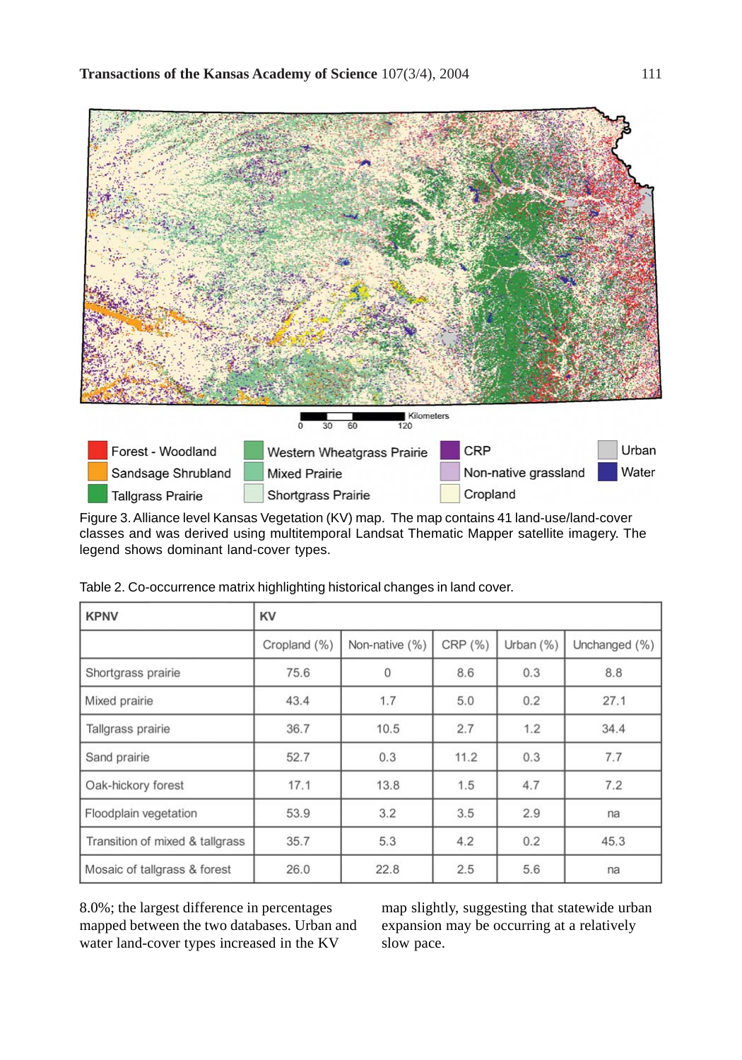Figure 3. Alliance level Kansas Vegetation (KV) map. The map contains 41 land-use/land-cover classes and was derived using multitemporal Landsat Thematic Mapper satellite imagery. The legend shows dominant land-cover types.

Table 2. Co-occurrence matrix highlighting historical changes in land cover.

| KPNV | KV | | | | |
|---|---|---|---|---|---|
| | Cropland (%) | Non-native (%) | CRP (%) | Urban (%) | Unchanged (%) |
| Shortgrass prairie | 75.6 | 0 | 8.6 | 0.3 | 8.8 |
| Mixed prairie | 43.4 | 1.7 | 5.0 | 0.2 | 27.1 |
| Tallgrass prairie | 36.7 | 10.5 | 2.7 | 1.2 | 34.4 |
| Sand prairie | 52.7 | 0.3 | 11.2 | 0.3 | 7.7 |
| Oak-hickory forest | 17.1 | 13.8 | 1.5 | 4.7 | 7.2 |
| Floodplain vegetation | 53.9 | 3.2 | 3.5 | 2.9 | na |
| Transition of mixed & tallgrass | 35.7 | 5.3 | 4.2 | 0.2 | 45.3 |
| Mosaic of tallgrass & forest | 26.0 | 22.8 | 2.5 | 5.6 | na |

8.0%; the largest difference in percentages mapped between the two databases. Urban and water land-cover types increased in the KV map slightly, suggesting that statewide urban expansion may be occurring at a relatively slow pace.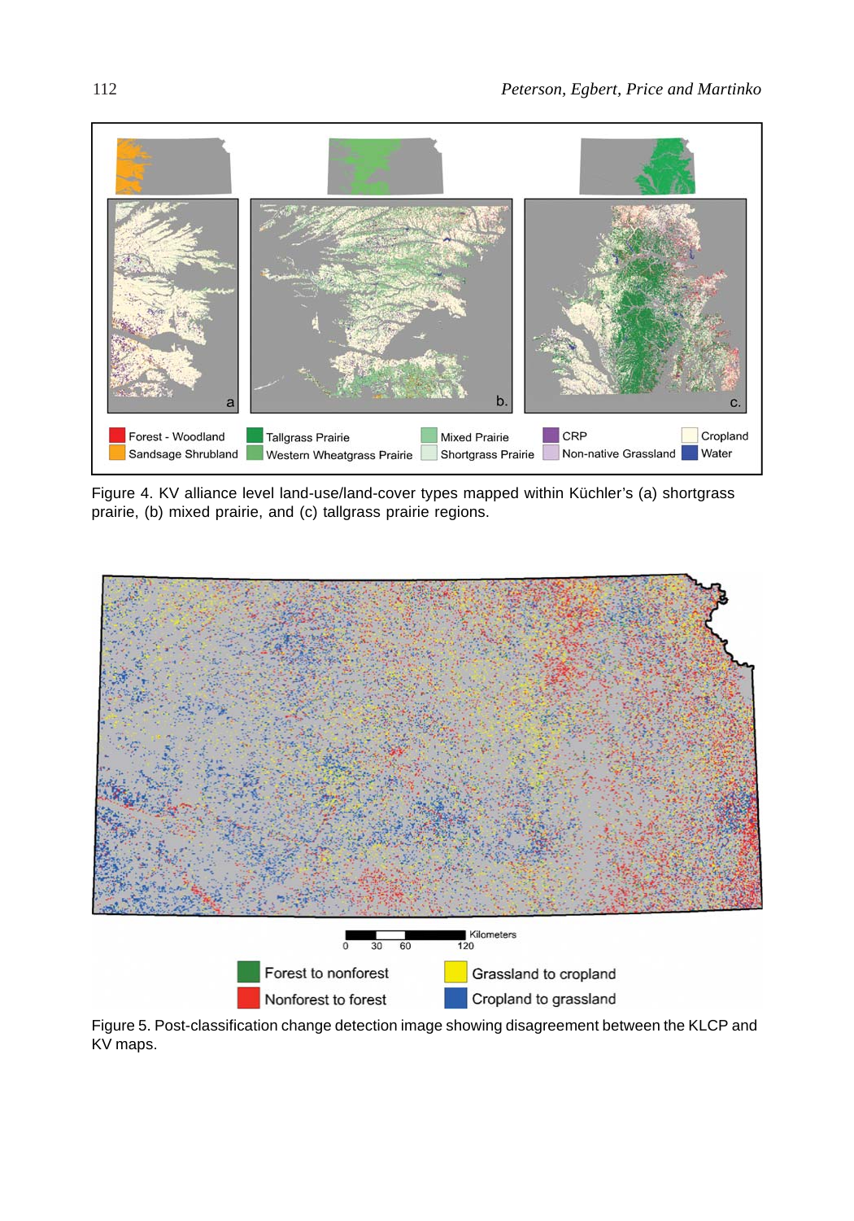Figure 4. KV alliance level land-use/land-cover types mapped within Küchler's (a) shortgrass prairie, (b) mixed prairie, and (c) tallgrass prairie regions.

Figure 5. Post-classification change detection image showing disagreement between the KLCP and KV maps.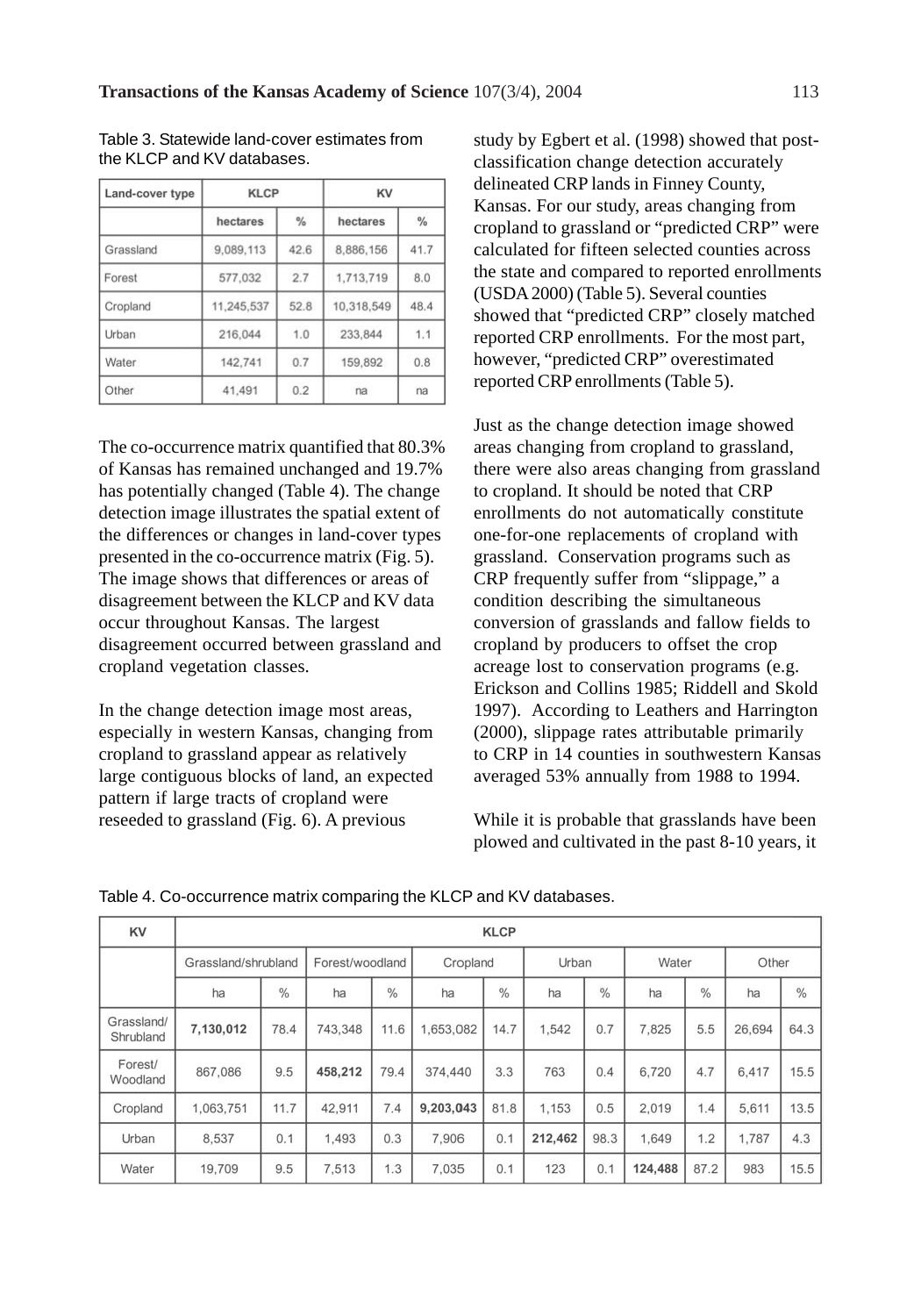Table 3. Statewide land-cover estimates from the KLCP and KV databases.

| Land-cover type | KLCP | | KV | |
|---|---|---|---|---|
| | hectares | % | hectares | % |
| Grassland | 9,089,113 | 42.6 | 8,886,156 | 41.7 |
| Forest | 577,032 | 2.7 | 1,713,719 | 8.0 |
| Cropland | 11,245,537 | 52.8 | 10,318,549 | 48.4 |
| Urban | 216,044 | 1.0 | 233,844 | 1.1 |
| Water | 142,741 | 0.7 | 159,892 | 0.8 |
| Other | 41,491 | 0.2 | na | na |

The co-occurrence matrix quantified that 80.3% of Kansas has remained unchanged and 19.7% has potentially changed (Table 4). The change detection image illustrates the spatial extent of the differences or changes in land-cover types presented in the co-occurrence matrix (Fig. 5). The image shows that differences or areas of disagreement between the KLCP and KV data occur throughout Kansas. The largest disagreement occurred between grassland and cropland vegetation classes.

In the change detection image most areas, especially in western Kansas, changing from cropland to grassland appear as relatively large contiguous blocks of land, an expected pattern if large tracts of cropland were reseeded to grassland (Fig. 6). A previous study by Egbert et al. (1998) showed that post-classification change detection accurately delineated CRP lands in Finney County, Kansas. For our study, areas changing from cropland to grassland or "predicted CRP" were calculated for fifteen selected counties across the state and compared to reported enrollments (USDA 2000) (Table 5). Several counties showed that "predicted CRP" closely matched reported CRP enrollments. For the most part, however, "predicted CRP" overestimated reported CRP enrollments (Table 5).

Just as the change detection image showed areas changing from cropland to grassland, there were also areas changing from grassland to cropland. It should be noted that CRP enrollments do not automatically constitute one-for-one replacements of cropland with grassland. Conservation programs such as CRP frequently suffer from "slippage," a condition describing the simultaneous conversion of grasslands and fallow fields to cropland by producers to offset the crop acreage lost to conservation programs (e.g. Erickson and Collins 1985; Riddell and Skold 1997). According to Leathers and Harrington (2000), slippage rates attributable primarily to CRP in 14 counties in southwestern Kansas averaged 53% annually from 1988 to 1994.

While it is probable that grasslands have been plowed and cultivated in the past 8-10 years, it

Table 4. Co-occurrence matrix comparing the KLCP and KV databases.

| KV | KLCP | | | | | | | | | | | |
|---|---|---|---|---|---|---|---|---|---|---|---|---|
| | Grassland/shrubland | | Forest/woodland | | Cropland | | Urban | | Water | | Other | |
| | ha | % | ha | % | ha | % | ha | % | ha | % | ha | % |
| Grassland/ Shrubland | **7,130,012** | 78.4 | 743,348 | 11.6 | 1,653,082 | 14.7 | 1,542 | 0.7 | 7,825 | 5.5 | 26,694 | 64.3 |
| Forest/ Woodland | 867,086 | 9.5 | **458,212** | 79.4 | 374,440 | 3.3 | 763 | 0.4 | 6,720 | 4.7 | 6,417 | 15.5 |
| Cropland | 1,063,751 | 11.7 | 42,911 | 7.4 | **9,203,043** | 81.8 | 1,153 | 0.5 | 2,019 | 1.4 | 5,611 | 13.5 |
| Urban | 8,537 | 0.1 | 1,493 | 0.3 | 7,906 | 0.1 | **212,462** | 98.3 | 1,649 | 1.2 | 1,787 | 4.3 |
| Water | 19,709 | 9.5 | 7,513 | 1.3 | 7,035 | 0.1 | 123 | 0.1 | **124,488** | 87.2 | 983 | 15.5 |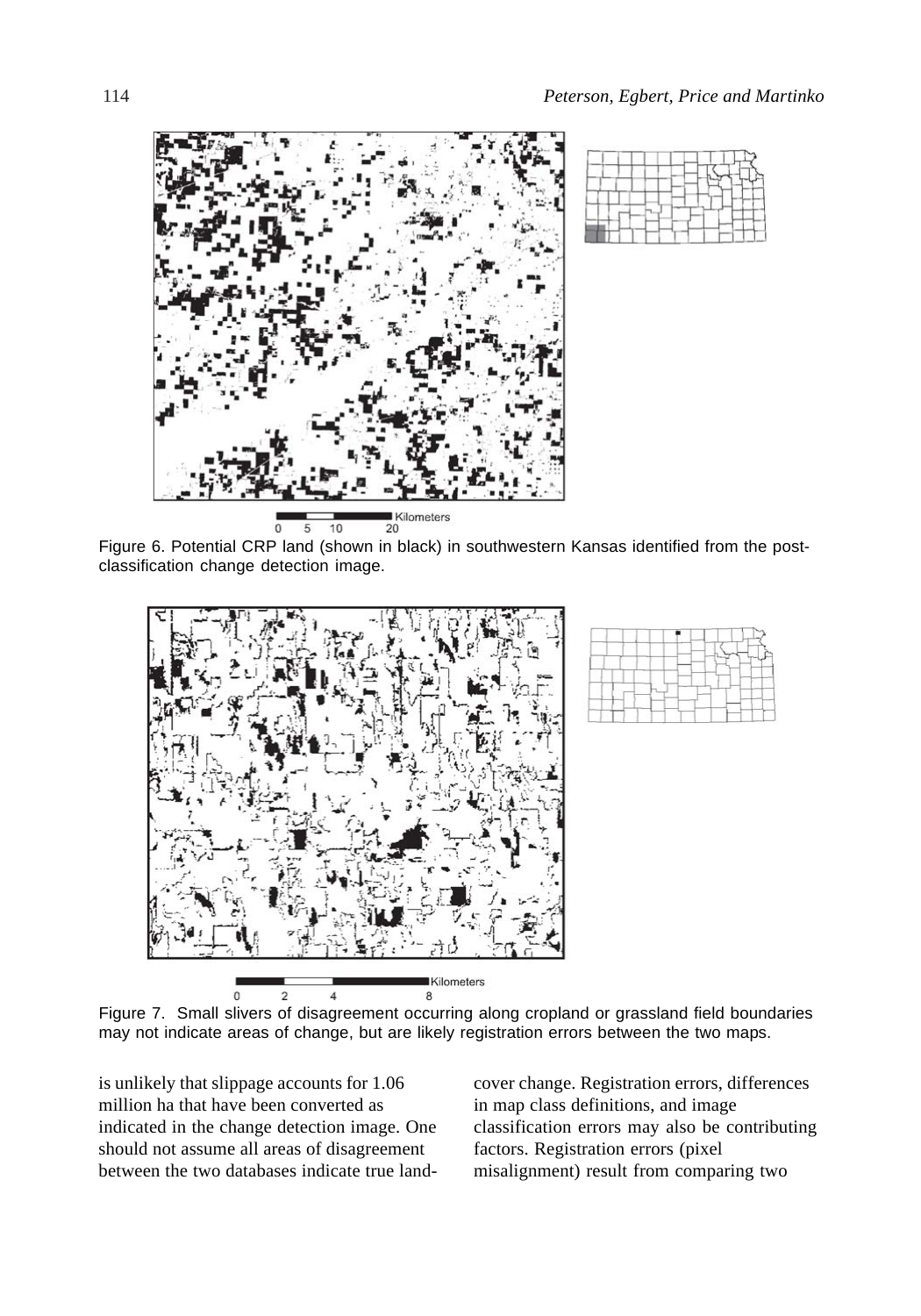Figure 6. Potential CRP land (shown in black) in southwestern Kansas identified from the post-classification change detection image.

Figure 7. Small slivers of disagreement occurring along cropland or grassland field boundaries may not indicate areas of change, but are likely registration errors between the two maps.

is unlikely that slippage accounts for 1.06 million ha that have been converted as indicated in the change detection image. One should not assume all areas of disagreement between the two databases indicate true land-cover change. Registration errors, differences in map class definitions, and image classification errors may also be contributing factors. Registration errors (pixel misalignment) result from comparing two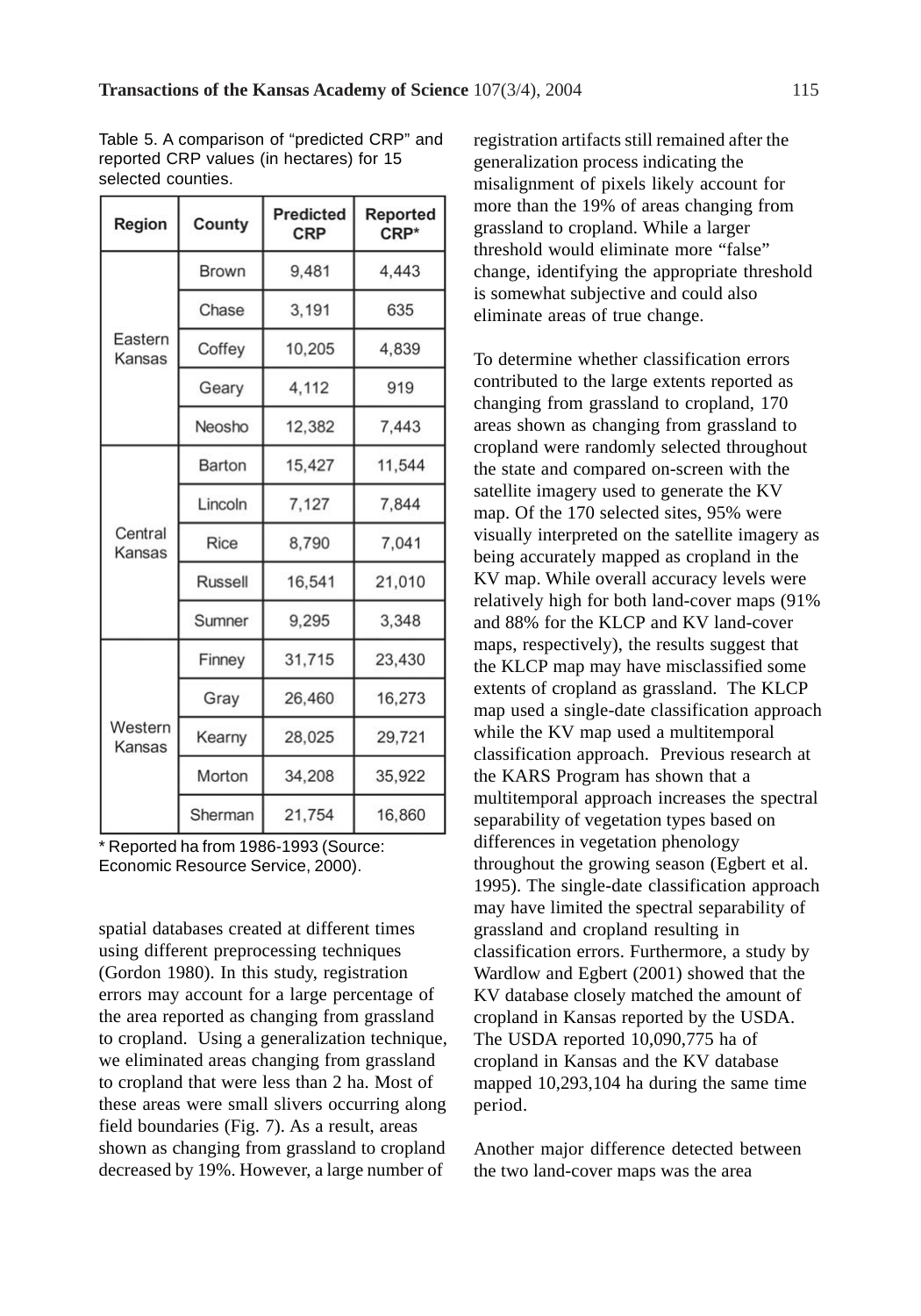Table 5. A comparison of "predicted CRP" and reported CRP values (in hectares) for 15 selected counties.

| Region | County | Predicted CRP | Reported CRP* |
|---|---|---|---|
| Eastern Kansas | Brown | 9,481 | 4,443 |
| | Chase | 3,191 | 635 |
| | Coffey | 10,205 | 4,839 |
| | Geary | 4,112 | 919 |
| | Neosho | 12,382 | 7,443 |
| Central Kansas | Barton | 15,427 | 11,544 |
| | Lincoln | 7,127 | 7,844 |
| | Rice | 8,790 | 7,041 |
| | Russell | 16,541 | 21,010 |
| | Sumner | 9,295 | 3,348 |
| Western Kansas | Finney | 31,715 | 23,430 |
| | Gray | 26,460 | 16,273 |
| | Kearny | 28,025 | 29,721 |
| | Morton | 34,208 | 35,922 |
| | Sherman | 21,754 | 16,860 |

* Reported ha from 1986-1993 (Source: Economic Resource Service, 2000).

spatial databases created at different times using different preprocessing techniques (Gordon 1980). In this study, registration errors may account for a large percentage of the area reported as changing from grassland to cropland. Using a generalization technique, we eliminated areas changing from grassland to cropland that were less than 2 ha. Most of these areas were small slivers occurring along field boundaries (Fig. 7). As a result, areas shown as changing from grassland to cropland decreased by 19%. However, a large number of registration artifacts still remained after the generalization process indicating the misalignment of pixels likely account for more than the 19% of areas changing from grassland to cropland. While a larger threshold would eliminate more "false" change, identifying the appropriate threshold is somewhat subjective and could also eliminate areas of true change.

To determine whether classification errors contributed to the large extents reported as changing from grassland to cropland, 170 areas shown as changing from grassland to cropland were randomly selected throughout the state and compared on-screen with the satellite imagery used to generate the KV map. Of the 170 selected sites, 95% were visually interpreted on the satellite imagery as being accurately mapped as cropland in the KV map. While overall accuracy levels were relatively high for both land-cover maps (91% and 88% for the KLCP and KV land-cover maps, respectively), the results suggest that the KLCP map may have misclassified some extents of cropland as grassland. The KLCP map used a single-date classification approach while the KV map used a multitemporal classification approach. Previous research at the KARS Program has shown that a multitemporal approach increases the spectral separability of vegetation types based on differences in vegetation phenology throughout the growing season (Egbert et al. 1995). The single-date classification approach may have limited the spectral separability of grassland and cropland resulting in classification errors. Furthermore, a study by Wardlow and Egbert (2001) showed that the KV database closely matched the amount of cropland in Kansas reported by the USDA. The USDA reported 10,090,775 ha of cropland in Kansas and the KV database mapped 10,293,104 ha during the same time period.

Another major difference detected between the two land-cover maps was the area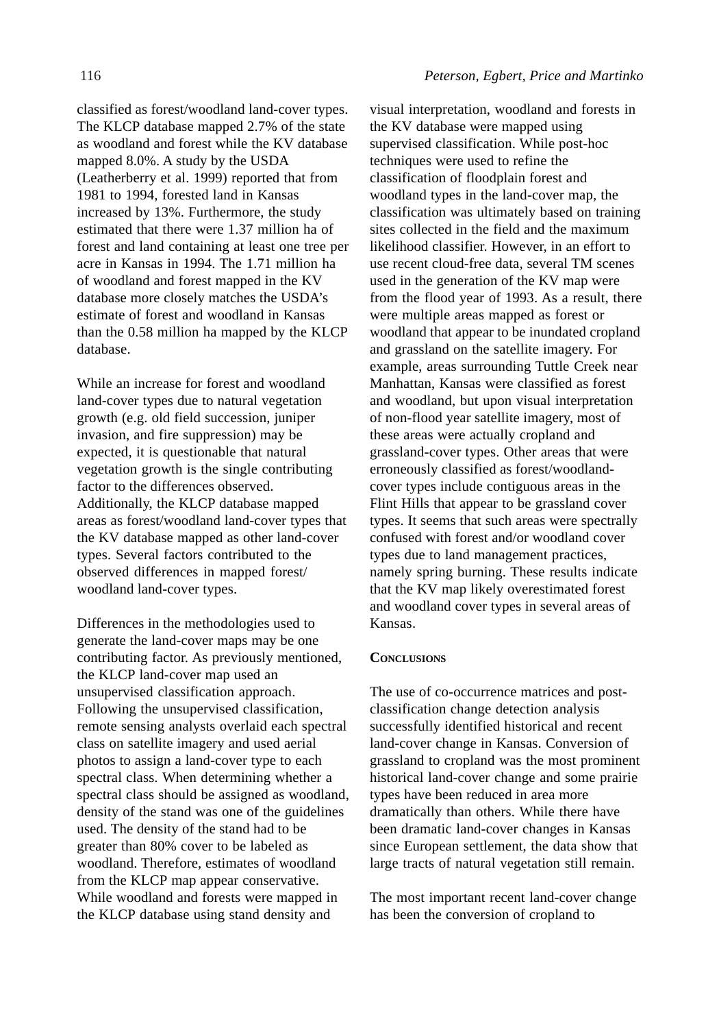classified as forest/woodland land-cover types. The KLCP database mapped 2.7% of the state as woodland and forest while the KV database mapped 8.0%. A study by the USDA (Leatherberry et al. 1999) reported that from 1981 to 1994, forested land in Kansas increased by 13%. Furthermore, the study estimated that there were 1.37 million ha of forest and land containing at least one tree per acre in Kansas in 1994. The 1.71 million ha of woodland and forest mapped in the KV database more closely matches the USDA's estimate of forest and woodland in Kansas than the 0.58 million ha mapped by the KLCP database.

While an increase for forest and woodland land-cover types due to natural vegetation growth (e.g. old field succession, juniper invasion, and fire suppression) may be expected, it is questionable that natural vegetation growth is the single contributing factor to the differences observed. Additionally, the KLCP database mapped areas as forest/woodland land-cover types that the KV database mapped as other land-cover types. Several factors contributed to the observed differences in mapped forest/ woodland land-cover types.

Differences in the methodologies used to generate the land-cover maps may be one contributing factor. As previously mentioned, the KLCP land-cover map used an unsupervised classification approach. Following the unsupervised classification, remote sensing analysts overlaid each spectral class on satellite imagery and used aerial photos to assign a land-cover type to each spectral class. When determining whether a spectral class should be assigned as woodland, density of the stand was one of the guidelines used. The density of the stand had to be greater than 80% cover to be labeled as woodland. Therefore, estimates of woodland from the KLCP map appear conservative. While woodland and forests were mapped in the KLCP database using stand density and visual interpretation, woodland and forests in the KV database were mapped using supervised classification. While post-hoc techniques were used to refine the classification of floodplain forest and woodland types in the land-cover map, the classification was ultimately based on training sites collected in the field and the maximum likelihood classifier. However, in an effort to use recent cloud-free data, several TM scenes used in the generation of the KV map were from the flood year of 1993. As a result, there were multiple areas mapped as forest or woodland that appear to be inundated cropland and grassland on the satellite imagery. For example, areas surrounding Tuttle Creek near Manhattan, Kansas were classified as forest and woodland, but upon visual interpretation of non-flood year satellite imagery, most of these areas were actually cropland and grassland-cover types. Other areas that were erroneously classified as forest/woodland-cover types include contiguous areas in the Flint Hills that appear to be grassland cover types. It seems that such areas were spectrally confused with forest and/or woodland cover types due to land management practices, namely spring burning. These results indicate that the KV map likely overestimated forest and woodland cover types in several areas of Kansas.

## Conclusions

The use of co-occurrence matrices and post-classification change detection analysis successfully identified historical and recent land-cover change in Kansas. Conversion of grassland to cropland was the most prominent historical land-cover change and some prairie types have been reduced in area more dramatically than others. While there have been dramatic land-cover changes in Kansas since European settlement, the data show that large tracts of natural vegetation still remain.

The most important recent land-cover change has been the conversion of cropland to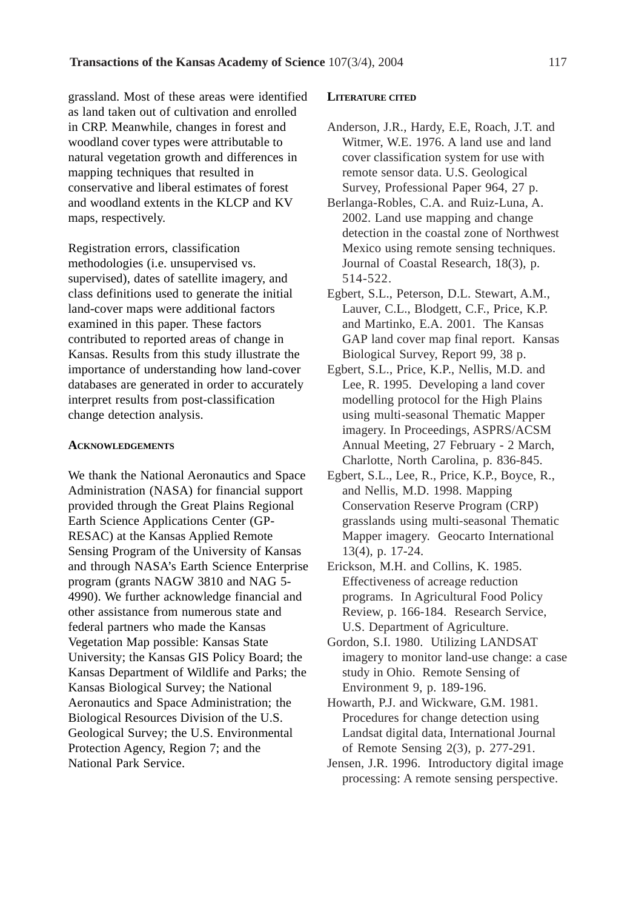grassland. Most of these areas were identified as land taken out of cultivation and enrolled in CRP. Meanwhile, changes in forest and woodland cover types were attributable to natural vegetation growth and differences in mapping techniques that resulted in conservative and liberal estimates of forest and woodland extents in the KLCP and KV maps, respectively.

Registration errors, classification methodologies (i.e. unsupervised vs. supervised), dates of satellite imagery, and class definitions used to generate the initial land-cover maps were additional factors examined in this paper. These factors contributed to reported areas of change in Kansas. Results from this study illustrate the importance of understanding how land-cover databases are generated in order to accurately interpret results from post-classification change detection analysis.

## Acknowledgements

We thank the National Aeronautics and Space Administration (NASA) for financial support provided through the Great Plains Regional Earth Science Applications Center (GP-RESAC) at the Kansas Applied Remote Sensing Program of the University of Kansas and through NASA's Earth Science Enterprise program (grants NAGW 3810 and NAG 5-4990). We further acknowledge financial and other assistance from numerous state and federal partners who made the Kansas Vegetation Map possible: Kansas State University; the Kansas GIS Policy Board; the Kansas Department of Wildlife and Parks; the Kansas Biological Survey; the National Aeronautics and Space Administration; the Biological Resources Division of the U.S. Geological Survey; the U.S. Environmental Protection Agency, Region 7; and the National Park Service.

## Literature Cited

Anderson, J.R., Hardy, E.E, Roach, J.T. and Witmer, W.E. 1976. A land use and land cover classification system for use with remote sensor data. U.S. Geological Survey, Professional Paper 964, 27 p.

Berlanga-Robles, C.A. and Ruiz-Luna, A. 2002. Land use mapping and change detection in the coastal zone of Northwest Mexico using remote sensing techniques. Journal of Coastal Research, 18(3), p. 514-522.

Egbert, S.L., Peterson, D.L. Stewart, A.M., Lauver, C.L., Blodgett, C.F., Price, K.P. and Martinko, E.A. 2001. The Kansas GAP land cover map final report. Kansas Biological Survey, Report 99, 38 p.

Egbert, S.L., Price, K.P., Nellis, M.D. and Lee, R. 1995. Developing a land cover modelling protocol for the High Plains using multi-seasonal Thematic Mapper imagery. In Proceedings, ASPRS/ACSM Annual Meeting, 27 February - 2 March, Charlotte, North Carolina, p. 836-845.

Egbert, S.L., Lee, R., Price, K.P., Boyce, R., and Nellis, M.D. 1998. Mapping Conservation Reserve Program (CRP) grasslands using multi-seasonal Thematic Mapper imagery. Geocarto International 13(4), p. 17-24.

Erickson, M.H. and Collins, K. 1985. Effectiveness of acreage reduction programs. In Agricultural Food Policy Review, p. 166-184. Research Service, U.S. Department of Agriculture.

Gordon, S.I. 1980. Utilizing LANDSAT imagery to monitor land-use change: a case study in Ohio. Remote Sensing of Environment 9, p. 189-196.

Howarth, P.J. and Wickware, G.M. 1981. Procedures for change detection using Landsat digital data, International Journal of Remote Sensing 2(3), p. 277-291.

Jensen, J.R. 1996. Introductory digital image processing: A remote sensing perspective.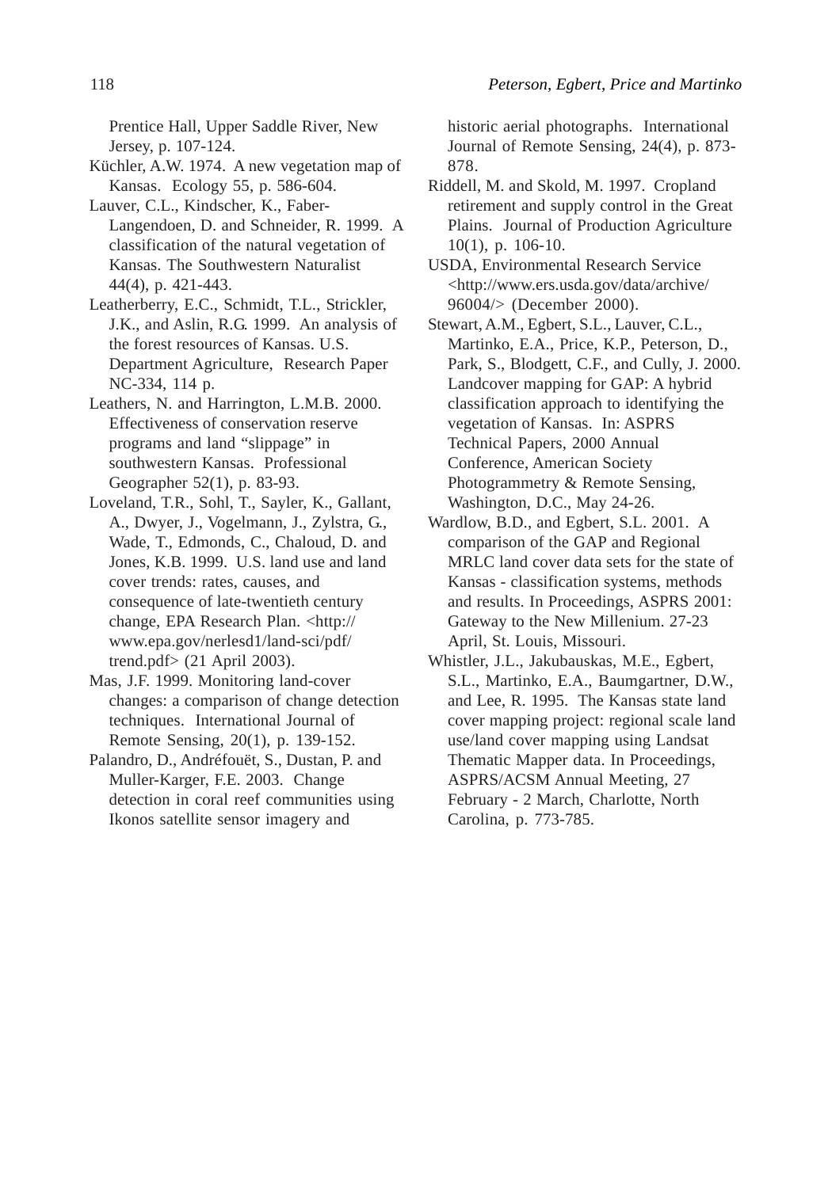Prentice Hall, Upper Saddle River, New Jersey, p. 107-124.

Küchler, A.W. 1974. A new vegetation map of Kansas. Ecology 55, p. 586-604.

Lauver, C.L., Kindscher, K., Faber-Langendoen, D. and Schneider, R. 1999. A classification of the natural vegetation of Kansas. The Southwestern Naturalist 44(4), p. 421-443.

Leatherberry, E.C., Schmidt, T.L., Strickler, J.K., and Aslin, R.G. 1999. An analysis of the forest resources of Kansas. U.S. Department Agriculture, Research Paper NC-334, 114 p.

Leathers, N. and Harrington, L.M.B. 2000. Effectiveness of conservation reserve programs and land "slippage" in southwestern Kansas. Professional Geographer 52(1), p. 83-93.

Loveland, T.R., Sohl, T., Sayler, K., Gallant, A., Dwyer, J., Vogelmann, J., Zylstra, G., Wade, T., Edmonds, C., Chaloud, D. and Jones, K.B. 1999. U.S. land use and land cover trends: rates, causes, and consequence of late-twentieth century change, EPA Research Plan. <http://www.epa.gov/nerlesd1/land-sci/pdf/trend.pdf> (21 April 2003).

Mas, J.F. 1999. Monitoring land-cover changes: a comparison of change detection techniques. International Journal of Remote Sensing, 20(1), p. 139-152.

Palandro, D., Andréfouët, S., Dustan, P. and Muller-Karger, F.E. 2003. Change detection in coral reef communities using Ikonos satellite sensor imagery and historic aerial photographs. International Journal of Remote Sensing, 24(4), p. 873-878.

Riddell, M. and Skold, M. 1997. Cropland retirement and supply control in the Great Plains. Journal of Production Agriculture 10(1), p. 106-10.

USDA, Environmental Research Service <http://www.ers.usda.gov/data/archive/96004/> (December 2000).

Stewart, A.M., Egbert, S.L., Lauver, C.L., Martinko, E.A., Price, K.P., Peterson, D., Park, S., Blodgett, C.F., and Cully, J. 2000. Landcover mapping for GAP: A hybrid classification approach to identifying the vegetation of Kansas. In: ASPRS Technical Papers, 2000 Annual Conference, American Society Photogrammetry & Remote Sensing, Washington, D.C., May 24-26.

Wardlow, B.D., and Egbert, S.L. 2001. A comparison of the GAP and Regional MRLC land cover data sets for the state of Kansas - classification systems, methods and results. In Proceedings, ASPRS 2001: Gateway to the New Millenium. 27-23 April, St. Louis, Missouri.

Whistler, J.L., Jakubauskas, M.E., Egbert, S.L., Martinko, E.A., Baumgartner, D.W., and Lee, R. 1995. The Kansas state land cover mapping project: regional scale land use/land cover mapping using Landsat Thematic Mapper data. In Proceedings, ASPRS/ACSM Annual Meeting, 27 February - 2 March, Charlotte, North Carolina, p. 773-785.